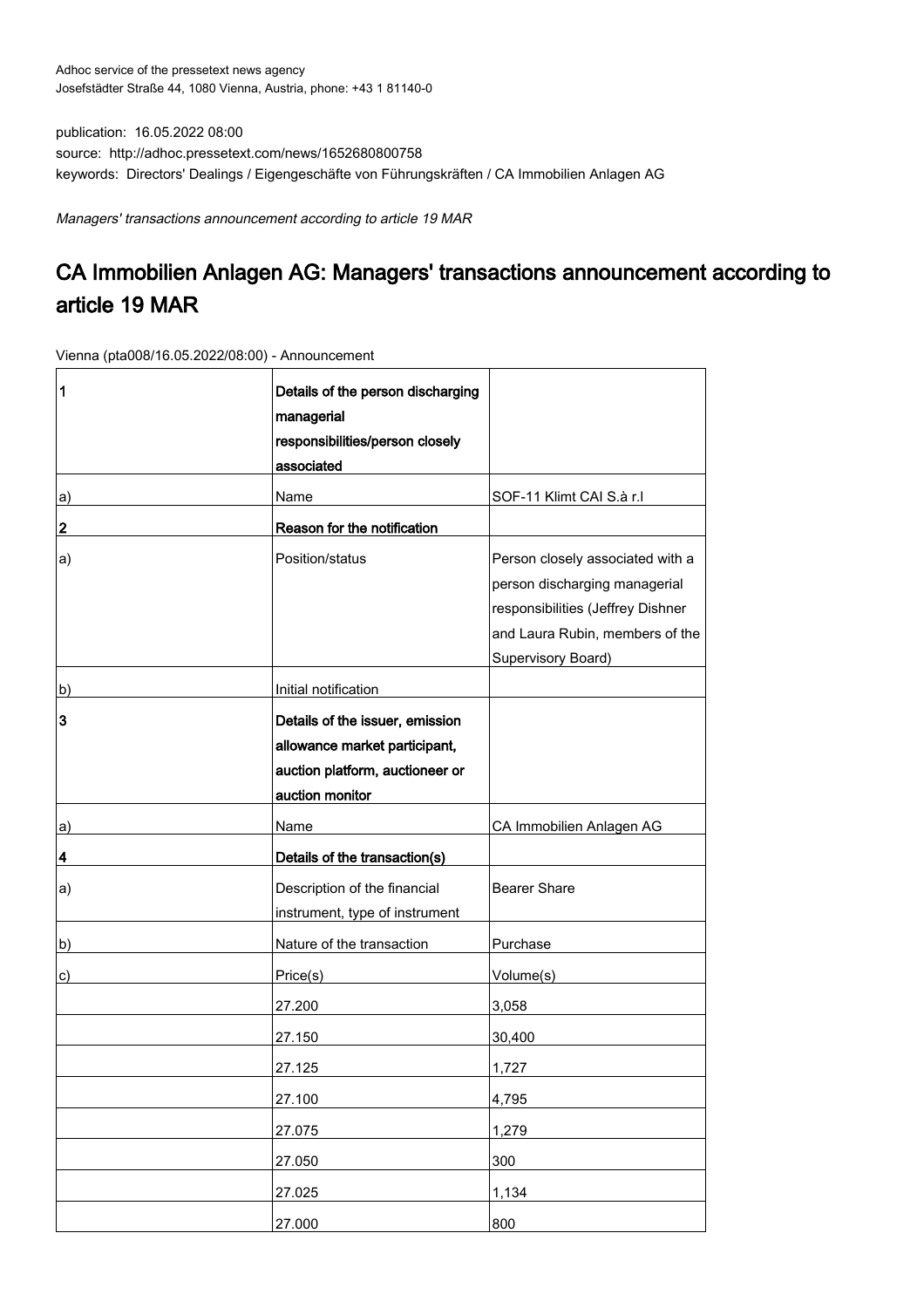Adhoc service of the pressetext news agency
Josefstädter Straße 44, 1080 Vienna, Austria, phone: +43 1 81140-0

publication: 16.05.2022 08:00
source: http://adhoc.pressetext.com/news/1652680800758
keywords: Directors' Dealings / Eigengeschäfte von Führungskräften / CA Immobilien Anlagen AG

*Managers' transactions announcement according to article 19 MAR*

# CA Immobilien Anlagen AG: Managers' transactions announcement according to article 19 MAR

Vienna (pta008/16.05.2022/08:00) - Announcement

| 1 | **Details of the person discharging managerial responsibilities/person closely associated** | |
|---|---|---|
| a) | Name | SOF-11 Klimt CAI S.à r.l |
| **2** | **Reason for the notification** | |
| a) | Position/status | Person closely associated with a person discharging managerial responsibilities (Jeffrey Dishner and Laura Rubin, members of the Supervisory Board) |
| b) | Initial notification | |
| **3** | **Details of the issuer, emission allowance market participant, auction platform, auctioneer or auction monitor** | |
| a) | Name | CA Immobilien Anlagen AG |
| **4** | **Details of the transaction(s)** | |
| a) | Description of the financial instrument, type of instrument | Bearer Share |
| b) | Nature of the transaction | Purchase |
| c) | Price(s) | Volume(s) |
| | 27.200 | 3,058 |
| | 27.150 | 30,400 |
| | 27.125 | 1,727 |
| | 27.100 | 4,795 |
| | 27.075 | 1,279 |
| | 27.050 | 300 |
| | 27.025 | 1,134 |
| | 27.000 | 800 |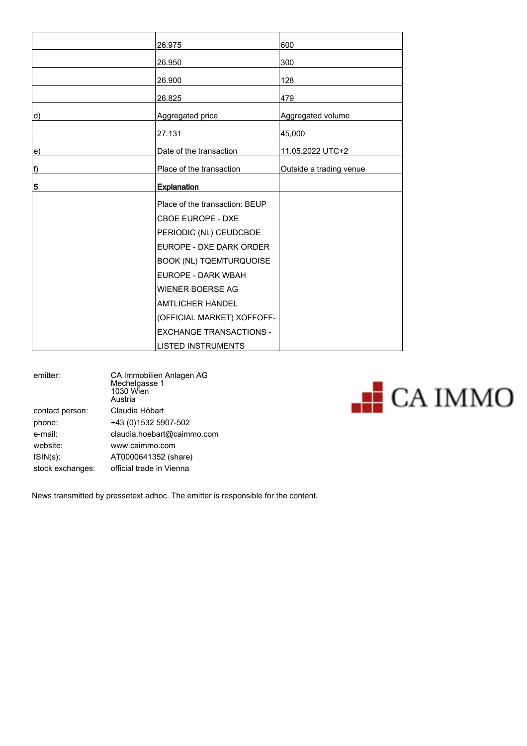| | | |
|---|---|---|
| | 26.975 | 600 |
| | 26.950 | 300 |
| | 26.900 | 128 |
| | 26.825 | 479 |
| d) | Aggregated price | Aggregated volume |
| | 27.131 | 45,000 |
| e) | Date of the transaction | 11.05.2022 UTC+2 |
| f) | Place of the transaction | Outside a trading venue |
| **5** | **Explanation** | |
| | Place of the transaction: BEUP CBOE EUROPE - DXE PERIODIC (NL) CEUDCBOE EUROPE - DXE DARK ORDER BOOK (NL) TQEMTURQUOISE EUROPE - DARK WBAH WIENER BOERSE AG AMTLICHER HANDEL (OFFICIAL MARKET) XOFFOFF-EXCHANGE TRANSACTIONS - LISTED INSTRUMENTS | |

| | |
|---|---|
| emitter: | CA Immobilien Anlagen AG<br>Mechelgasse 1<br>1030 Wien<br>Austria |
| contact person: | Claudia Höbart |
| phone: | +43 (0)1532 5907-502 |
| e-mail: | claudia.hoebart@caimmo.com |
| website: | www.caimmo.com |
| ISIN(s): | AT0000641352 (share) |
| stock exchanges: | official trade in Vienna |

CA IMMO

News transmitted by pressetext.adhoc. The emitter is responsible for the content.